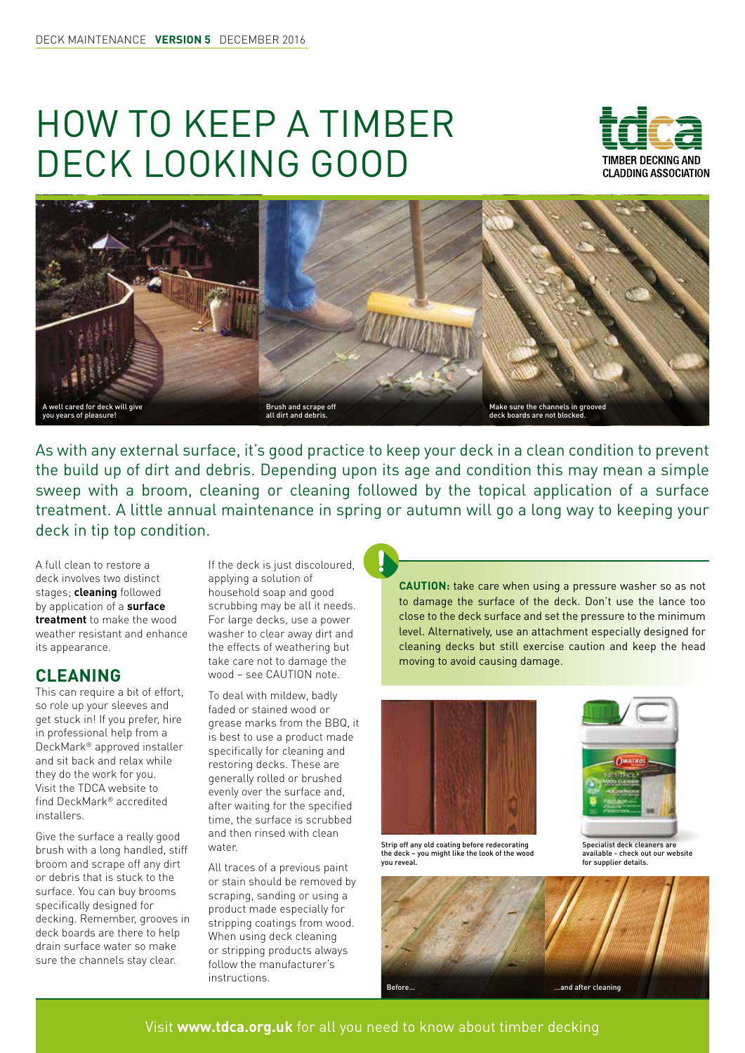DECK MAINTENANCE **VERSION 5** DECEMBER 2016

# HOW TO KEEP A TIMBER DECK LOOKING GOOD

TIMBER DECKING AND CLADDING ASSOCIATION

A well cared for deck will give you years of pleasure!

Brush and scrape off all dirt and debris.

Make sure the channels in grooved deck boards are not blocked.

As with any external surface, it's good practice to keep your deck in a clean condition to prevent the build up of dirt and debris. Depending upon its age and condition this may mean a simple sweep with a broom, cleaning or cleaning followed by the topical application of a surface treatment. A little annual maintenance in spring or autumn will go a long way to keeping your deck in tip top condition.

A full clean to restore a deck involves two distinct stages; **cleaning** followed by application of a **surface treatment** to make the wood weather resistant and enhance its appearance.

## CLEANING

This can require a bit of effort, so role up your sleeves and get stuck in! If you prefer, hire in professional help from a DeckMark® approved installer and sit back and relax while they do the work for you. Visit the TDCA website to find DeckMark® accredited installers.

Give the surface a really good brush with a long handled, stiff broom and scrape off any dirt or debris that is stuck to the surface. You can buy brooms specifically designed for decking. Remember, grooves in deck boards are there to help drain surface water so make sure the channels stay clear.

If the deck is just discoloured, applying a solution of household soap and good scrubbing may be all it needs. For large decks, use a power washer to clear away dirt and the effects of weathering but take care not to damage the wood – see CAUTION note.

To deal with mildew, badly faded or stained wood or grease marks from the BBQ, it is best to use a product made specifically for cleaning and restoring decks. These are generally rolled or brushed evenly over the surface and, after waiting for the specified time, the surface is scrubbed and then rinsed with clean water.

All traces of a previous paint or stain should be removed by scraping, sanding or using a product made especially for stripping coatings from wood. When using deck cleaning or stripping products always follow the manufacturer's instructions.

**CAUTION:** take care when using a pressure washer so as not to damage the surface of the deck. Don't use the lance too close to the deck surface and set the pressure to the minimum level. Alternatively, use an attachment especially designed for cleaning decks but still exercise caution and keep the head moving to avoid causing damage.

Strip off any old coating before redecorating the deck – you might like the look of the wood you reveal.

Specialist deck cleaners are available - check out our website for supplier details.

Before...

...and after cleaning

Visit **www.tdca.org.uk** for all you need to know about timber decking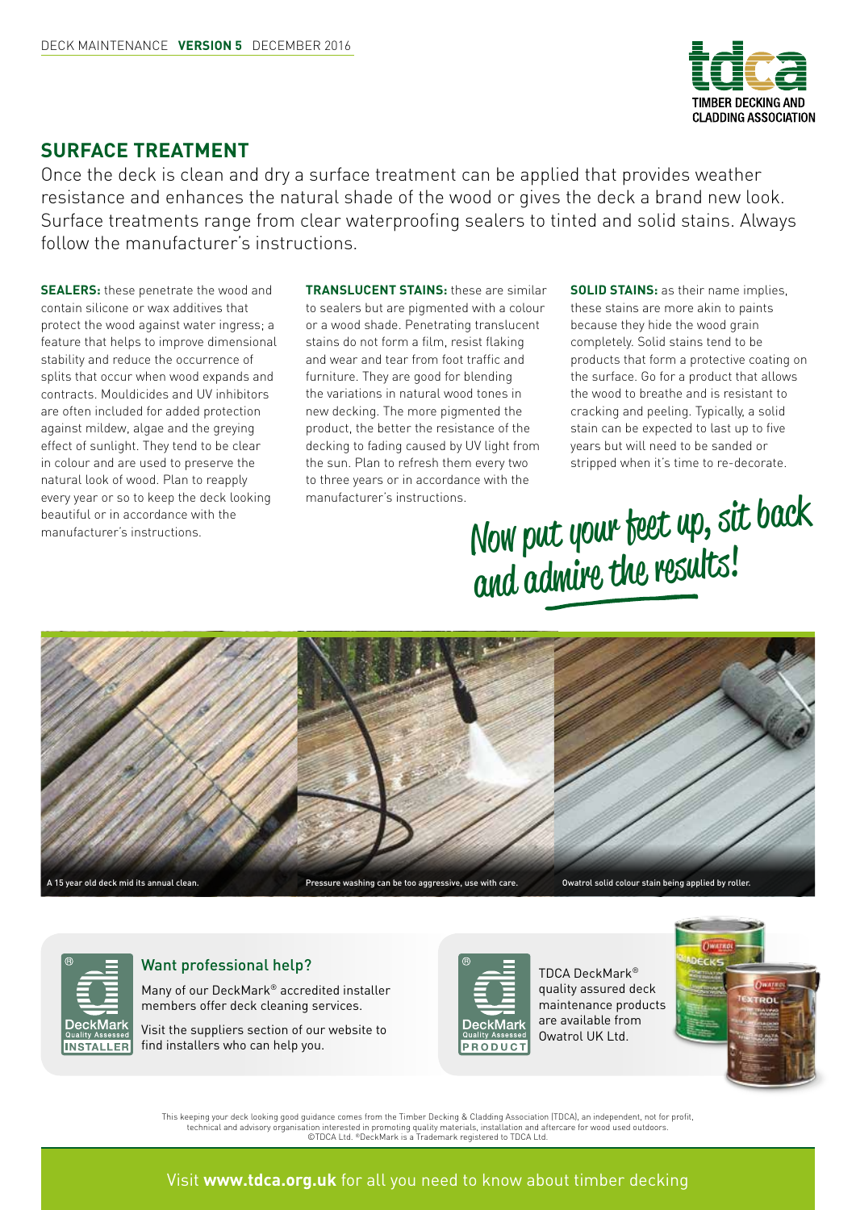## SURFACE TREATMENT

Once the deck is clean and dry a surface treatment can be applied that provides weather resistance and enhances the natural shade of the wood or gives the deck a brand new look. Surface treatments range from clear waterproofing sealers to tinted and solid stains. Always follow the manufacturer's instructions.

**SEALERS:** these penetrate the wood and contain silicone or wax additives that protect the wood against water ingress; a feature that helps to improve dimensional stability and reduce the occurrence of splits that occur when wood expands and contracts. Mouldicides and UV inhibitors are often included for added protection against mildew, algae and the greying effect of sunlight. They tend to be clear in colour and are used to preserve the natural look of wood. Plan to reapply every year or so to keep the deck looking beautiful or in accordance with the manufacturer's instructions.

**TRANSLUCENT STAINS:** these are similar to sealers but are pigmented with a colour or a wood shade. Penetrating translucent stains do not form a film, resist flaking and wear and tear from foot traffic and furniture. They are good for blending the variations in natural wood tones in new decking. The more pigmented the product, the better the resistance of the decking to fading caused by UV light from the sun. Plan to refresh them every two to three years or in accordance with the manufacturer's instructions.

**SOLID STAINS:** as their name implies, these stains are more akin to paints because they hide the wood grain completely. Solid stains tend to be products that form a protective coating on the surface. Go for a product that allows the wood to breathe and is resistant to cracking and peeling. Typically, a solid stain can be expected to last up to five years but will need to be sanded or stripped when it's time to re-decorate.

*Now put your feet up, sit back and admire the results!*

A 15 year old deck mid its annual clean.

Pressure washing can be too aggressive, use with care.

Owatrol solid colour stain being applied by roller.

### Want professional help?

Many of our DeckMark® accredited installer members offer deck cleaning services.

Visit the suppliers section of our website to find installers who can help you.

TDCA DeckMark® quality assured deck maintenance products are available from Owatrol UK Ltd.

This keeping your deck looking good guidance comes from the Timber Decking & Cladding Association (TDCA), an independent, not for profit, technical and advisory organisation interested in promoting quality materials, installation and aftercare for wood used outdoors. ©TDCA Ltd. ®DeckMark is a Trademark registered to TDCA Ltd.

Visit **www.tdca.org.uk** for all you need to know about timber decking